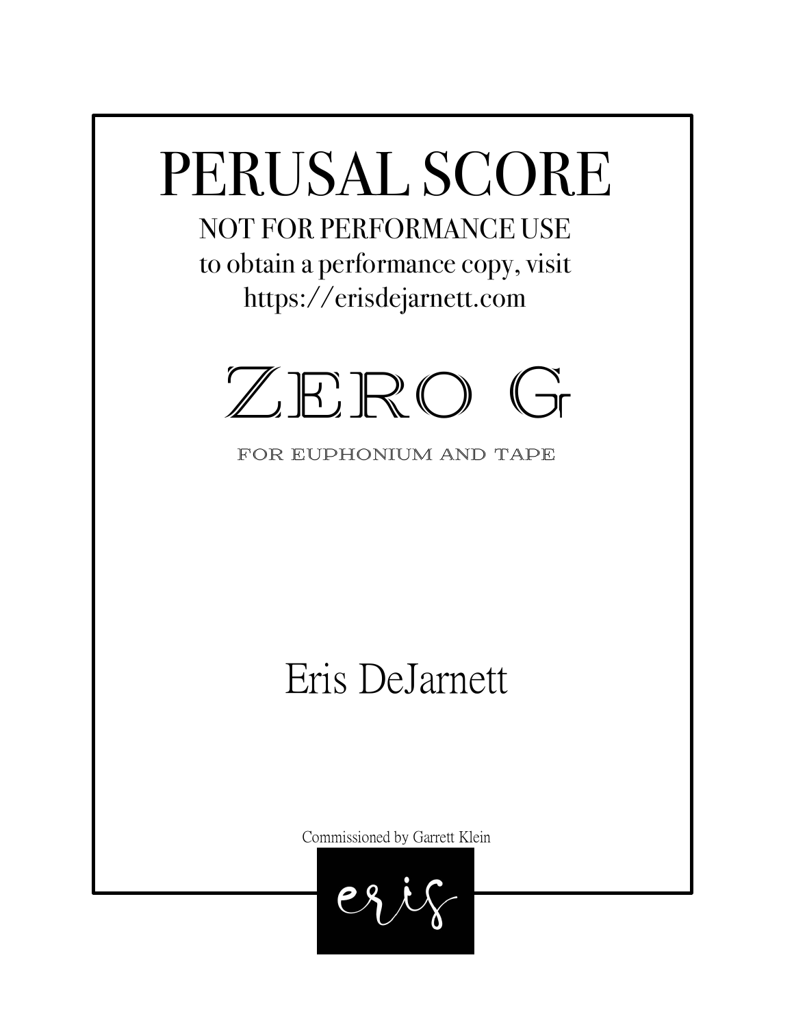# PERUSAL SCORE

**NOT FOR PERFORMANCE USE**

to obtain a performance copy, visit

https://erisdejarnett.com

# Zero G

FOR EUPHONIUM AND TAPE

Eris DeJarnett

Commissioned by Garrett Klein

eris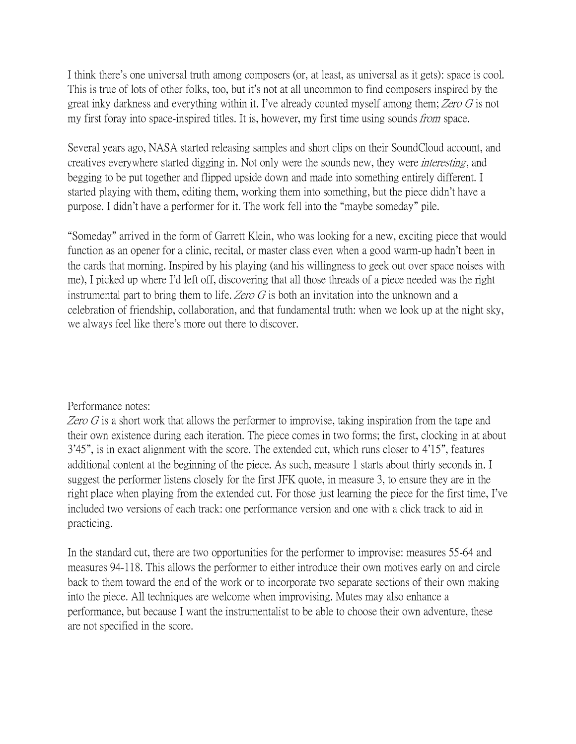I think there's one universal truth among composers (or, at least, as universal as it gets): space is cool. This is true of lots of other folks, too, but it's not at all uncommon to find composers inspired by the great inky darkness and everything within it. I've already counted myself among them; *Zero G* is not my first foray into space-inspired titles. It is, however, my first time using sounds *from* space.

Several years ago, NASA started releasing samples and short clips on their SoundCloud account, and creatives everywhere started digging in. Not only were the sounds new, they were *interesting*, and begging to be put together and flipped upside down and made into something entirely different. I started playing with them, editing them, working them into something, but the piece didn't have a purpose. I didn't have a performer for it. The work fell into the "maybe someday" pile.

"Someday" arrived in the form of Garrett Klein, who was looking for a new, exciting piece that would function as an opener for a clinic, recital, or master class even when a good warm-up hadn't been in the cards that morning. Inspired by his playing (and his willingness to geek out over space noises with me), I picked up where I'd left off, discovering that all those threads of a piece needed was the right instrumental part to bring them to life. *Zero G* is both an invitation into the unknown and a celebration of friendship, collaboration, and that fundamental truth: when we look up at the night sky, we always feel like there's more out there to discover.

Performance notes:
*Zero G* is a short work that allows the performer to improvise, taking inspiration from the tape and their own existence during each iteration. The piece comes in two forms; the first, clocking in at about 3'45", is in exact alignment with the score. The extended cut, which runs closer to 4'15", features additional content at the beginning of the piece. As such, measure 1 starts about thirty seconds in. I suggest the performer listens closely for the first JFK quote, in measure 3, to ensure they are in the right place when playing from the extended cut. For those just learning the piece for the first time, I've included two versions of each track: one performance version and one with a click track to aid in practicing.

In the standard cut, there are two opportunities for the performer to improvise: measures 55-64 and measures 94-118. This allows the performer to either introduce their own motives early on and circle back to them toward the end of the work or to incorporate two separate sections of their own making into the piece. All techniques are welcome when improvising. Mutes may also enhance a performance, but because I want the instrumentalist to be able to choose their own adventure, these are not specified in the score.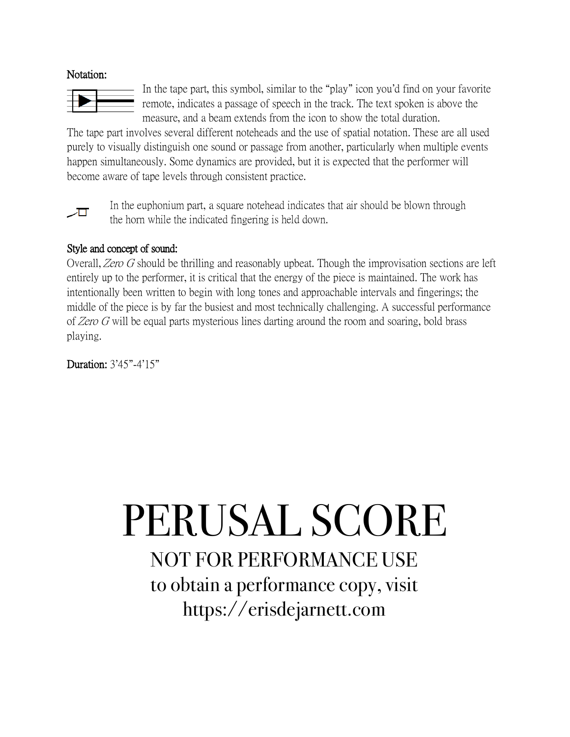**Notation:**

In the tape part, this symbol, similar to the "play" icon you'd find on your favorite remote, indicates a passage of speech in the track. The text spoken is above the measure, and a beam extends from the icon to show the total duration.

The tape part involves several different noteheads and the use of spatial notation. These are all used purely to visually distinguish one sound or passage from another, particularly when multiple events happen simultaneously. Some dynamics are provided, but it is expected that the performer will become aware of tape levels through consistent practice.

In the euphonium part, a square notehead indicates that air should be blown through the horn while the indicated fingering is held down.

**Style and concept of sound:**

Overall, *Zero G* should be thrilling and reasonably upbeat. Though the improvisation sections are left entirely up to the performer, it is critical that the energy of the piece is maintained. The work has intentionally been written to begin with long tones and approachable intervals and fingerings; the middle of the piece is by far the busiest and most technically challenging. A successful performance of *Zero G* will be equal parts mysterious lines darting around the room and soaring, bold brass playing.

**Duration:** 3'45"-4'15"

# PERUSAL SCORE

NOT FOR PERFORMANCE USE

to obtain a performance copy, visit

https://erisdejarnett.com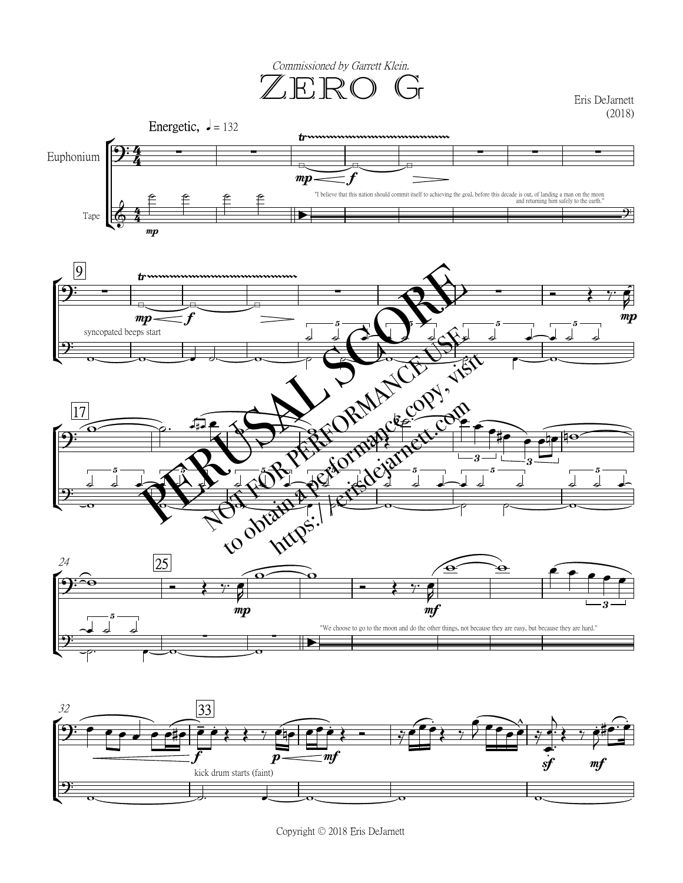*Commissioned by Garrett Klein.*

# Zero G

Eris DeJarnett
(2018)

Energetic, ♩ = 132

Euphonium

Tape

"I believe that this nation should commit itself to achieving the goal, before this decade is out, of landing a man on the moon and returning him safely to the earth."

syncopated beeps start

"We choose to go to the moon and do the other things, not because they are easy, but because they are hard."

kick drum starts (faint)

PERUSAL SCORE
NOT FOR PERFORMANCE USE
to obtain a performance copy, visit
https://erisdejarnett.com

Copyright © 2018 Eris DeJarnett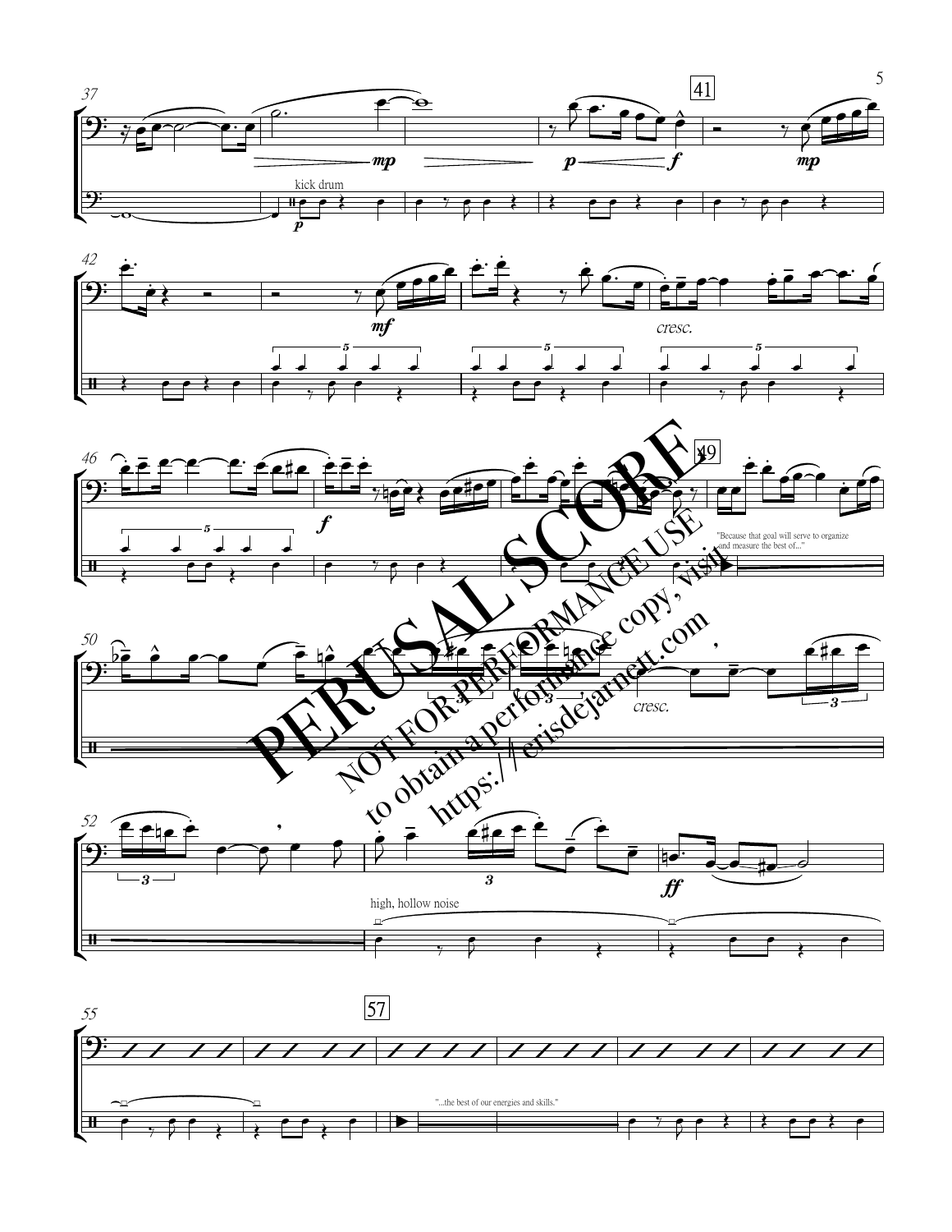kick drum

cresc.

"Because that goal will serve to organize and measure the best of..."

cresc.

high, hollow noise

"...the best of our energies and skills."

PERUSAL SCORE

NOT FOR PERFORMANCE USE

to obtain a performance copy, visit

https://erisdejarnett.com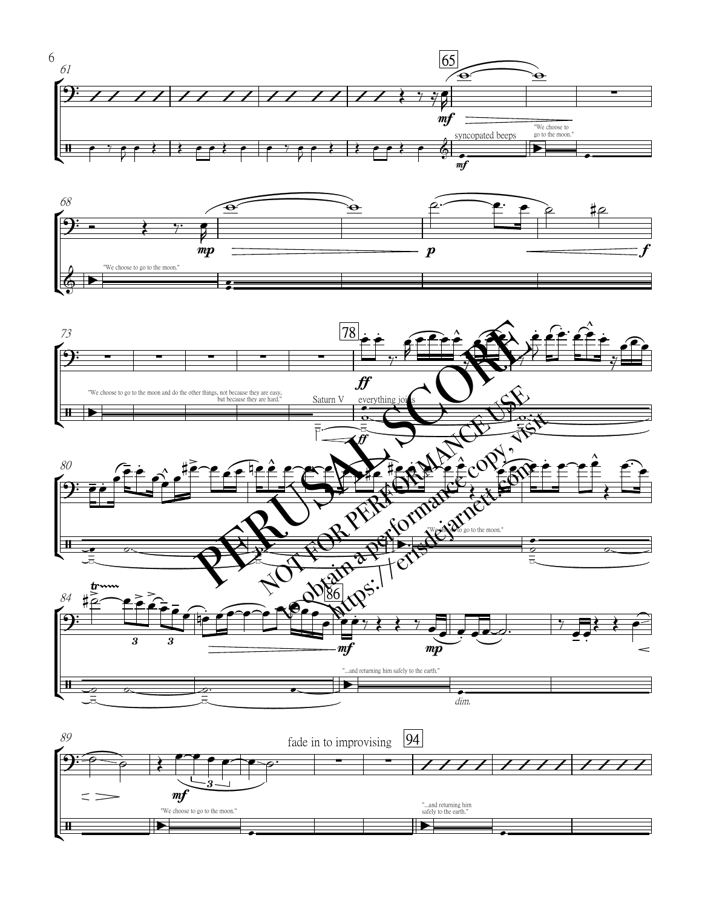"We choose to go to the moon."

syncopated beeps

"We choose to go to the moon."

"We choose to go to the moon and do the other things, not because they are easy, but because they are hard."

Saturn V

everything joins

"We choose to go to the moon."

"...and returning him safely to the earth."

*dim.*

"We choose to go to the moon."

fade in to improvising

"...and returning him safely to the earth."

PERUSAL SCORE

NOT FOR PERFORMANCE USE

to obtain a performance copy, visit https://erisdejarnett.com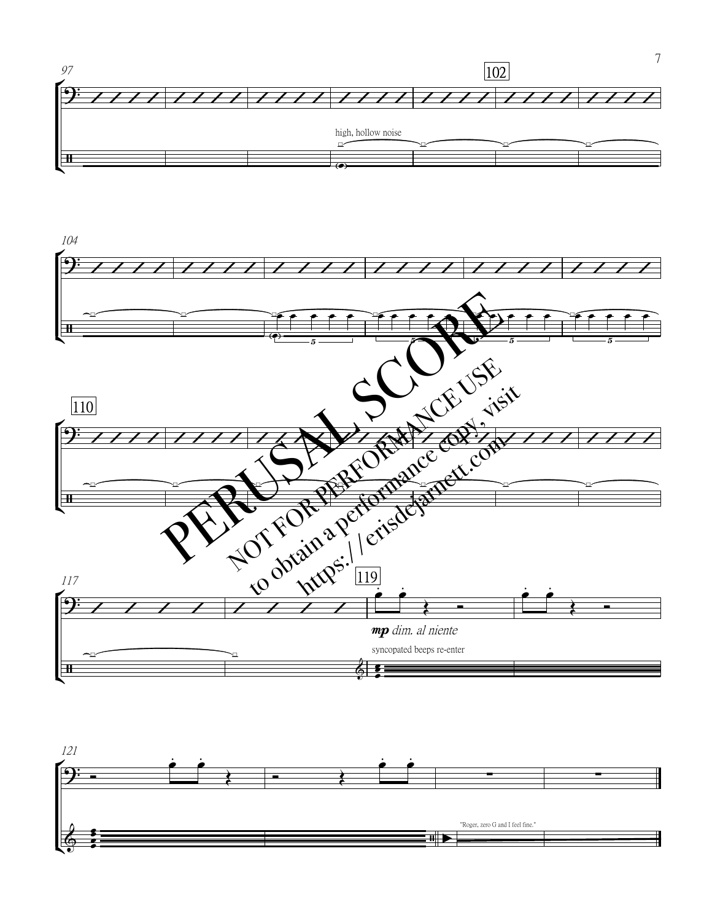97

102

high, hollow noise

104

110

PERUSAL SCORE

NOT FOR PERFORMANCE USE

to obtain a performance copy, visit

https://erisdejarnett.com

117

119

*mp dim. al niente*

syncopated beeps re-enter

121

"Roger, zero G and I feel fine."